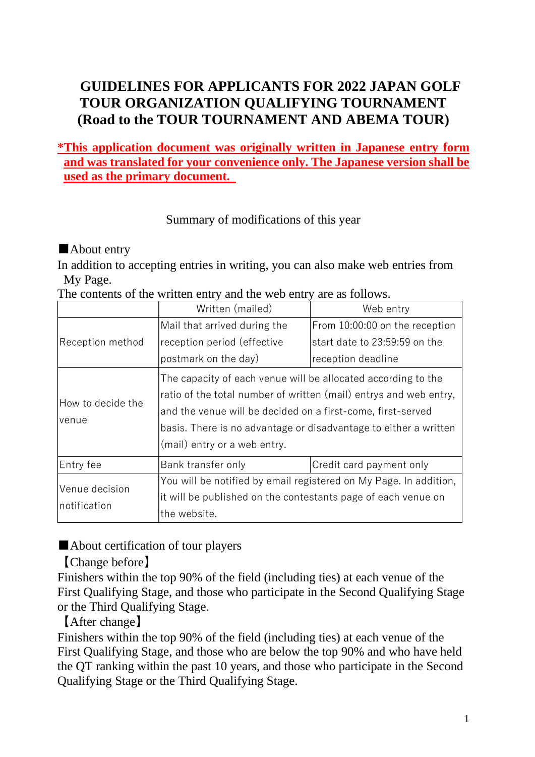# GUIDELINES FOR APPLICANTS FOR 2022 JAPAN GOLF TOUR ORGANIZATION QUALIFYING TOURNAMENT (Road to the TOUR TOURNAMENT AND ABEMA TOUR)

**\*This application document was originally written in Japanese entry form and was translated for your convenience only. The Japanese version shall be used as the primary document.**

Summary of modifications of this year

■About entry

In addition to accepting entries in writing, you can also make web entries from My Page.

The contents of the written entry and the web entry are as follows.

| | Written (mailed) | Web entry |
|---|---|---|
| Reception method | Mail that arrived during the reception period (effective postmark on the day) | From 10:00:00 on the reception start date to 23:59:59 on the reception deadline |
| How to decide the venue | The capacity of each venue will be allocated according to the ratio of the total number of written (mail) entrys and web entry, and the venue will be decided on a first-come, first-served basis. There is no advantage or disadvantage to either a written (mail) entry or a web entry. | |
| Entry fee | Bank transfer only | Credit card payment only |
| Venue decision notification | You will be notified by email registered on My Page. In addition, it will be published on the contestants page of each venue on the website. | |

■About certification of tour players

【Change before】

Finishers within the top 90% of the field (including ties) at each venue of the First Qualifying Stage, and those who participate in the Second Qualifying Stage or the Third Qualifying Stage.

【After change】

Finishers within the top 90% of the field (including ties) at each venue of the First Qualifying Stage, and those who are below the top 90% and who have held the QT ranking within the past 10 years, and those who participate in the Second Qualifying Stage or the Third Qualifying Stage.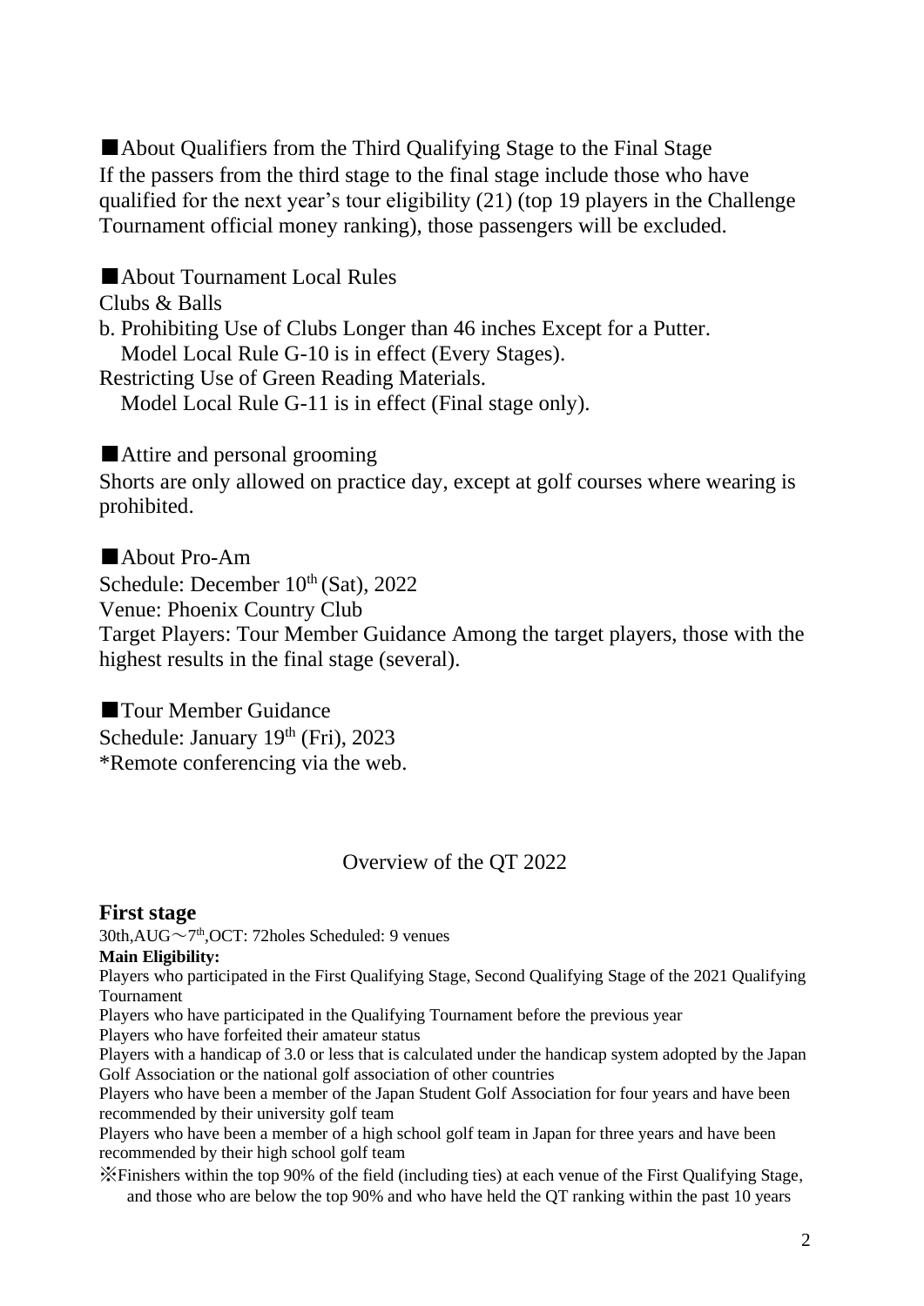■About Qualifiers from the Third Qualifying Stage to the Final Stage
If the passers from the third stage to the final stage include those who have qualified for the next year's tour eligibility (21) (top 19 players in the Challenge Tournament official money ranking), those passengers will be excluded.

■About Tournament Local Rules
Clubs & Balls
b. Prohibiting Use of Clubs Longer than 46 inches Except for a Putter.
   Model Local Rule G-10 is in effect (Every Stages).
Restricting Use of Green Reading Materials.
   Model Local Rule G-11 is in effect (Final stage only).

■Attire and personal grooming
Shorts are only allowed on practice day, except at golf courses where wearing is prohibited.

■About Pro-Am
Schedule: December 10th (Sat), 2022
Venue: Phoenix Country Club
Target Players: Tour Member Guidance Among the target players, those with the highest results in the final stage (several).

■Tour Member Guidance
Schedule: January 19th (Fri), 2023
*Remote conferencing via the web.

## Overview of the QT 2022

### First stage

30th,AUG～7th,OCT: 72holes Scheduled: 9 venues

**Main Eligibility:**

Players who participated in the First Qualifying Stage, Second Qualifying Stage of the 2021 Qualifying Tournament

Players who have participated in the Qualifying Tournament before the previous year

Players who have forfeited their amateur status

Players with a handicap of 3.0 or less that is calculated under the handicap system adopted by the Japan Golf Association or the national golf association of other countries

Players who have been a member of the Japan Student Golf Association for four years and have been recommended by their university golf team

Players who have been a member of a high school golf team in Japan for three years and have been recommended by their high school golf team

※Finishers within the top 90% of the field (including ties) at each venue of the First Qualifying Stage, and those who are below the top 90% and who have held the QT ranking within the past 10 years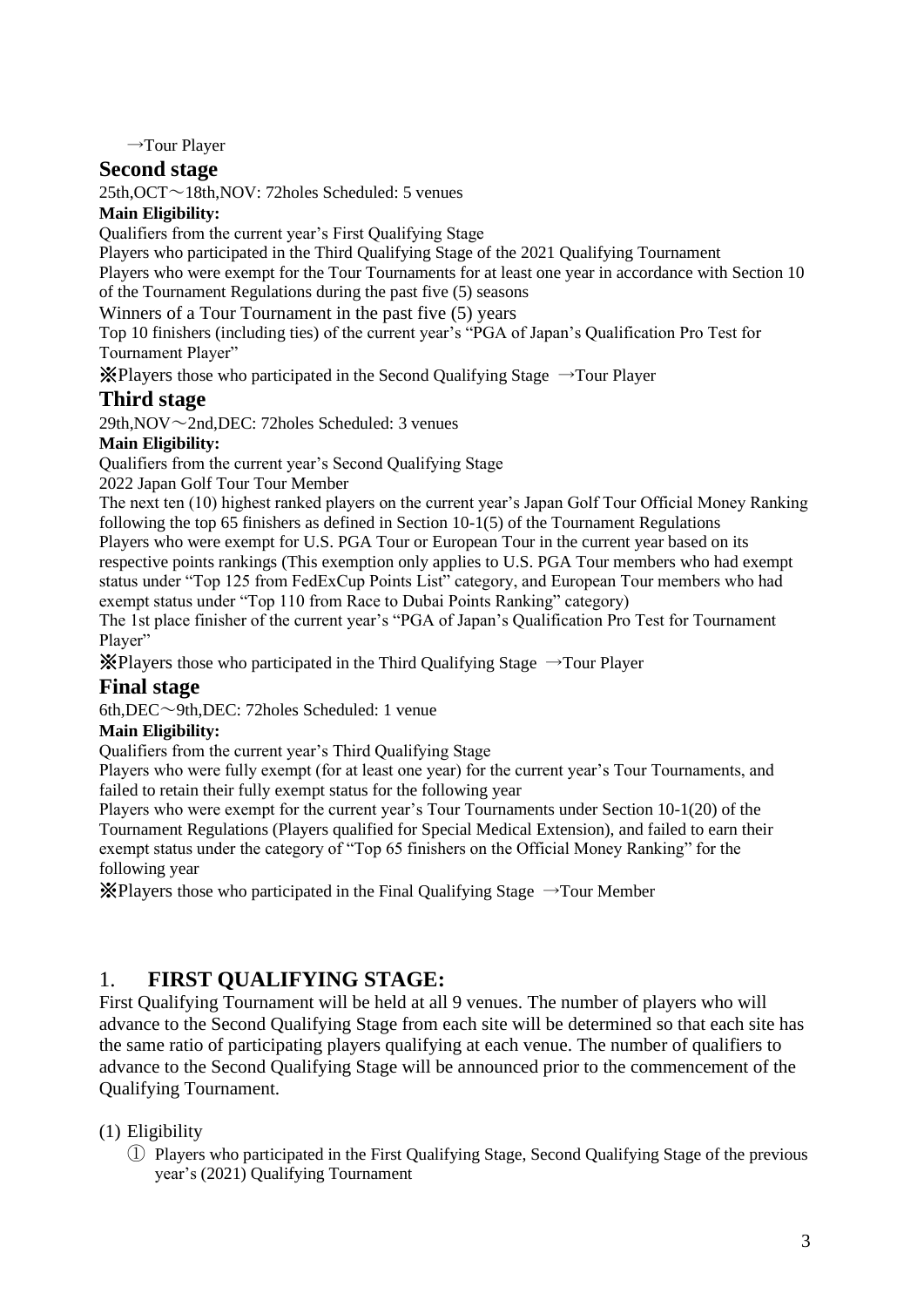→Tour Player

## Second stage

25th,OCT～18th,NOV: 72holes Scheduled: 5 venues

**Main Eligibility:**

Qualifiers from the current year's First Qualifying Stage

Players who participated in the Third Qualifying Stage of the 2021 Qualifying Tournament

Players who were exempt for the Tour Tournaments for at least one year in accordance with Section 10 of the Tournament Regulations during the past five (5) seasons

Winners of a Tour Tournament in the past five (5) years

Top 10 finishers (including ties) of the current year's "PGA of Japan's Qualification Pro Test for Tournament Player"

※Players those who participated in the Second Qualifying Stage →Tour Player

## Third stage

29th,NOV～2nd,DEC: 72holes Scheduled: 3 venues

**Main Eligibility:**

Qualifiers from the current year's Second Qualifying Stage

2022 Japan Golf Tour Tour Member

The next ten (10) highest ranked players on the current year's Japan Golf Tour Official Money Ranking following the top 65 finishers as defined in Section 10-1(5) of the Tournament Regulations

Players who were exempt for U.S. PGA Tour or European Tour in the current year based on its respective points rankings (This exemption only applies to U.S. PGA Tour members who had exempt status under "Top 125 from FedExCup Points List" category, and European Tour members who had exempt status under "Top 110 from Race to Dubai Points Ranking" category)

The 1st place finisher of the current year's "PGA of Japan's Qualification Pro Test for Tournament Player"

※Players those who participated in the Third Qualifying Stage →Tour Player

## Final stage

6th,DEC～9th,DEC: 72holes Scheduled: 1 venue

**Main Eligibility:**

Qualifiers from the current year's Third Qualifying Stage

Players who were fully exempt (for at least one year) for the current year's Tour Tournaments, and failed to retain their fully exempt status for the following year

Players who were exempt for the current year's Tour Tournaments under Section 10-1(20) of the Tournament Regulations (Players qualified for Special Medical Extension), and failed to earn their exempt status under the category of "Top 65 finishers on the Official Money Ranking" for the following year

※Players those who participated in the Final Qualifying Stage →Tour Member

## 1. FIRST QUALIFYING STAGE:

First Qualifying Tournament will be held at all 9 venues. The number of players who will advance to the Second Qualifying Stage from each site will be determined so that each site has the same ratio of participating players qualifying at each venue. The number of qualifiers to advance to the Second Qualifying Stage will be announced prior to the commencement of the Qualifying Tournament.

(1) Eligibility

① Players who participated in the First Qualifying Stage, Second Qualifying Stage of the previous year's (2021) Qualifying Tournament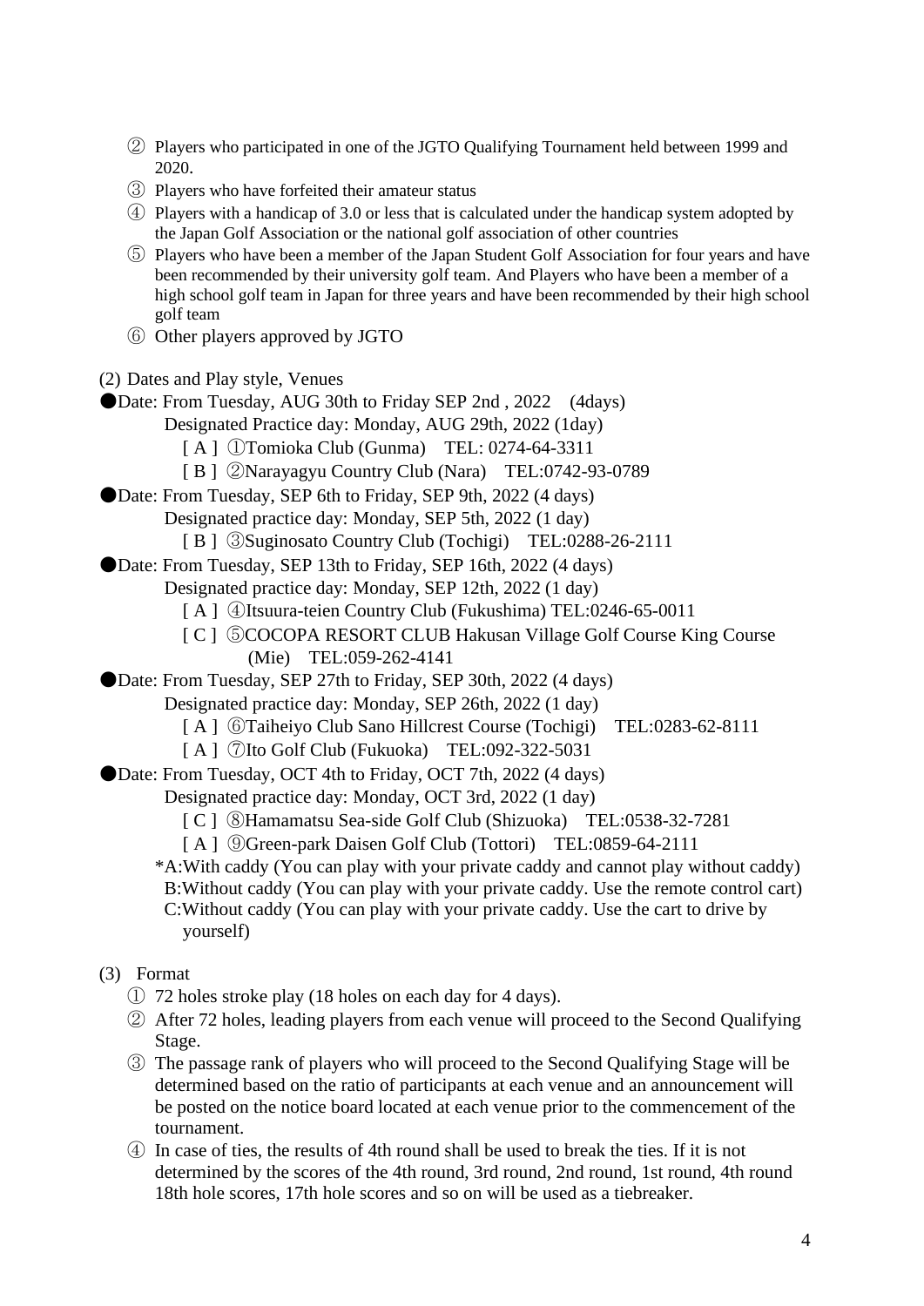② Players who participated in one of the JGTO Qualifying Tournament held between 1999 and 2020.

③ Players who have forfeited their amateur status

④ Players with a handicap of 3.0 or less that is calculated under the handicap system adopted by the Japan Golf Association or the national golf association of other countries

⑤ Players who have been a member of the Japan Student Golf Association for four years and have been recommended by their university golf team. And Players who have been a member of a high school golf team in Japan for three years and have been recommended by their high school golf team

⑥ Other players approved by JGTO

(2) Dates and Play style, Venues

●Date: From Tuesday, AUG 30th to Friday SEP 2nd , 2022 (4days)

Designated Practice day: Monday, AUG 29th, 2022 (1day)

[ A ] ①Tomioka Club (Gunma) TEL: 0274-64-3311

[ B ] ②Narayagyu Country Club (Nara) TEL:0742-93-0789

●Date: From Tuesday, SEP 6th to Friday, SEP 9th, 2022 (4 days)

Designated practice day: Monday, SEP 5th, 2022 (1 day)

[ B ] ③Suginosato Country Club (Tochigi) TEL:0288-26-2111

●Date: From Tuesday, SEP 13th to Friday, SEP 16th, 2022 (4 days)

Designated practice day: Monday, SEP 12th, 2022 (1 day)

[ A ] ④Itsuura-teien Country Club (Fukushima) TEL:0246-65-0011

[ C ] ⑤COCOPA RESORT CLUB Hakusan Village Golf Course King Course (Mie) TEL:059-262-4141

●Date: From Tuesday, SEP 27th to Friday, SEP 30th, 2022 (4 days)

Designated practice day: Monday, SEP 26th, 2022 (1 day)

[ A ] ⑥Taiheiyo Club Sano Hillcrest Course (Tochigi) TEL:0283-62-8111

[ A ] ⑦Ito Golf Club (Fukuoka) TEL:092-322-5031

●Date: From Tuesday, OCT 4th to Friday, OCT 7th, 2022 (4 days)

Designated practice day: Monday, OCT 3rd, 2022 (1 day)

[ C ] ⑧Hamamatsu Sea-side Golf Club (Shizuoka) TEL:0538-32-7281

[ A ] ⑨Green-park Daisen Golf Club (Tottori) TEL:0859-64-2111

*A:With caddy (You can play with your private caddy and cannot play without caddy)
B:Without caddy (You can play with your private caddy. Use the remote control cart)
C:Without caddy (You can play with your private caddy. Use the cart to drive by yourself)

(3) Format

① 72 holes stroke play (18 holes on each day for 4 days).

② After 72 holes, leading players from each venue will proceed to the Second Qualifying Stage.

③ The passage rank of players who will proceed to the Second Qualifying Stage will be determined based on the ratio of participants at each venue and an announcement will be posted on the notice board located at each venue prior to the commencement of the tournament.

④ In case of ties, the results of 4th round shall be used to break the ties. If it is not determined by the scores of the 4th round, 3rd round, 2nd round, 1st round, 4th round 18th hole scores, 17th hole scores and so on will be used as a tiebreaker.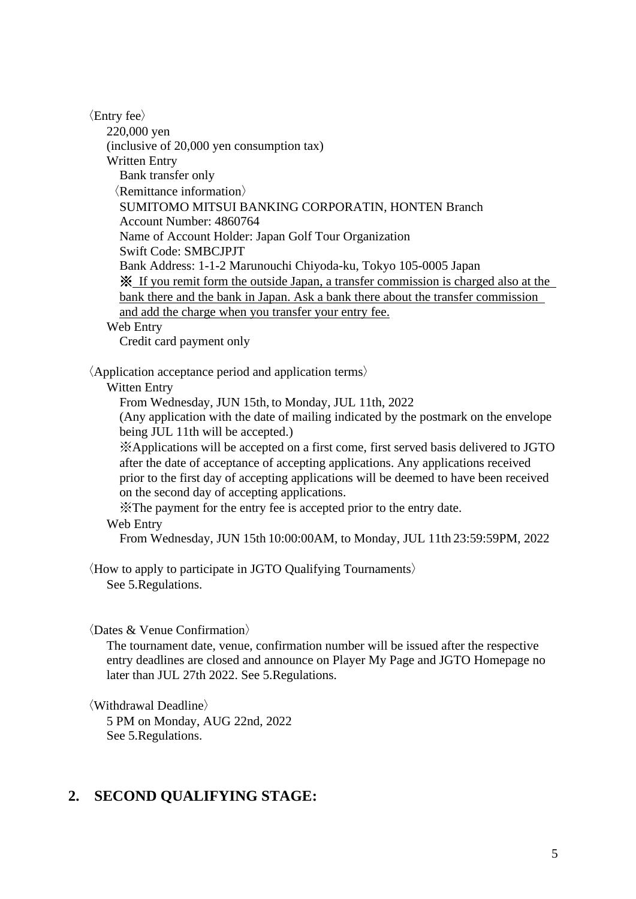〈Entry fee〉

220,000 yen

(inclusive of 20,000 yen consumption tax)

Written Entry

Bank transfer only

〈Remittance information〉

SUMITOMO MITSUI BANKING CORPORATIN, HONTEN Branch

Account Number: 4860764

Name of Account Holder: Japan Golf Tour Organization

Swift Code: SMBCJPJT

Bank Address: 1-1-2 Marunouchi Chiyoda-ku, Tokyo 105-0005 Japan

※ <u>If you remit form the outside Japan, a transfer commission is charged also at the bank there and the bank in Japan. Ask a bank there about the transfer commission and add the charge when you transfer your entry fee.</u>

Web Entry

Credit card payment only

〈Application acceptance period and application terms〉

Witten Entry

From Wednesday, JUN 15th, to Monday, JUL 11th, 2022

(Any application with the date of mailing indicated by the postmark on the envelope being JUL 11th will be accepted.)

※Applications will be accepted on a first come, first served basis delivered to JGTO after the date of acceptance of accepting applications. Any applications received prior to the first day of accepting applications will be deemed to have been received on the second day of accepting applications.

※The payment for the entry fee is accepted prior to the entry date.

Web Entry

From Wednesday, JUN 15th 10:00:00AM, to Monday, JUL 11th 23:59:59PM, 2022

〈How to apply to participate in JGTO Qualifying Tournaments〉

See 5.Regulations.

〈Dates & Venue Confirmation〉

The tournament date, venue, confirmation number will be issued after the respective entry deadlines are closed and announce on Player My Page and JGTO Homepage no later than JUL 27th 2022. See 5.Regulations.

〈Withdrawal Deadline〉

5 PM on Monday, AUG 22nd, 2022

See 5.Regulations.

## 2. SECOND QUALIFYING STAGE: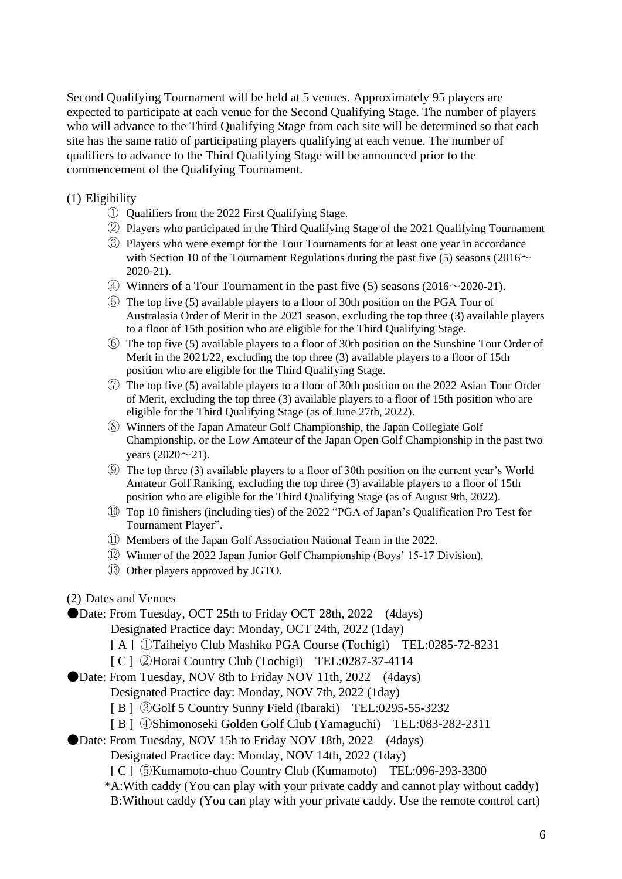Second Qualifying Tournament will be held at 5 venues. Approximately 95 players are expected to participate at each venue for the Second Qualifying Stage. The number of players who will advance to the Third Qualifying Stage from each site will be determined so that each site has the same ratio of participating players qualifying at each venue. The number of qualifiers to advance to the Third Qualifying Stage will be announced prior to the commencement of the Qualifying Tournament.

(1) Eligibility

① Qualifiers from the 2022 First Qualifying Stage.

② Players who participated in the Third Qualifying Stage of the 2021 Qualifying Tournament

③ Players who were exempt for the Tour Tournaments for at least one year in accordance with Section 10 of the Tournament Regulations during the past five (5) seasons (2016～2020-21).

④ Winners of a Tour Tournament in the past five (5) seasons (2016～2020-21).

⑤ The top five (5) available players to a floor of 30th position on the PGA Tour of Australasia Order of Merit in the 2021 season, excluding the top three (3) available players to a floor of 15th position who are eligible for the Third Qualifying Stage.

⑥ The top five (5) available players to a floor of 30th position on the Sunshine Tour Order of Merit in the 2021/22, excluding the top three (3) available players to a floor of 15th position who are eligible for the Third Qualifying Stage.

⑦ The top five (5) available players to a floor of 30th position on the 2022 Asian Tour Order of Merit, excluding the top three (3) available players to a floor of 15th position who are eligible for the Third Qualifying Stage (as of June 27th, 2022).

⑧ Winners of the Japan Amateur Golf Championship, the Japan Collegiate Golf Championship, or the Low Amateur of the Japan Open Golf Championship in the past two years (2020～21).

⑨ The top three (3) available players to a floor of 30th position on the current year's World Amateur Golf Ranking, excluding the top three (3) available players to a floor of 15th position who are eligible for the Third Qualifying Stage (as of August 9th, 2022).

⑩ Top 10 finishers (including ties) of the 2022 "PGA of Japan's Qualification Pro Test for Tournament Player".

⑪ Members of the Japan Golf Association National Team in the 2022.

⑫ Winner of the 2022 Japan Junior Golf Championship (Boys' 15-17 Division).

⑬ Other players approved by JGTO.

(2) Dates and Venues

●Date: From Tuesday, OCT 25th to Friday OCT 28th, 2022 (4days)
Designated Practice day: Monday, OCT 24th, 2022 (1day)
[ A ] ①Taiheiyo Club Mashiko PGA Course (Tochigi) TEL:0285-72-8231
[ C ] ②Horai Country Club (Tochigi) TEL:0287-37-4114

●Date: From Tuesday, NOV 8th to Friday NOV 11th, 2022 (4days)
Designated Practice day: Monday, NOV 7th, 2022 (1day)
[ B ] ③Golf 5 Country Sunny Field (Ibaraki) TEL:0295-55-3232
[ B ] ④Shimonoseki Golden Golf Club (Yamaguchi) TEL:083-282-2311

●Date: From Tuesday, NOV 15h to Friday NOV 18th, 2022 (4days)
Designated Practice day: Monday, NOV 14th, 2022 (1day)
[ C ] ⑤Kumamoto-chuo Country Club (Kumamoto) TEL:096-293-3300

*A:With caddy (You can play with your private caddy and cannot play without caddy)
B:Without caddy (You can play with your private caddy. Use the remote control cart)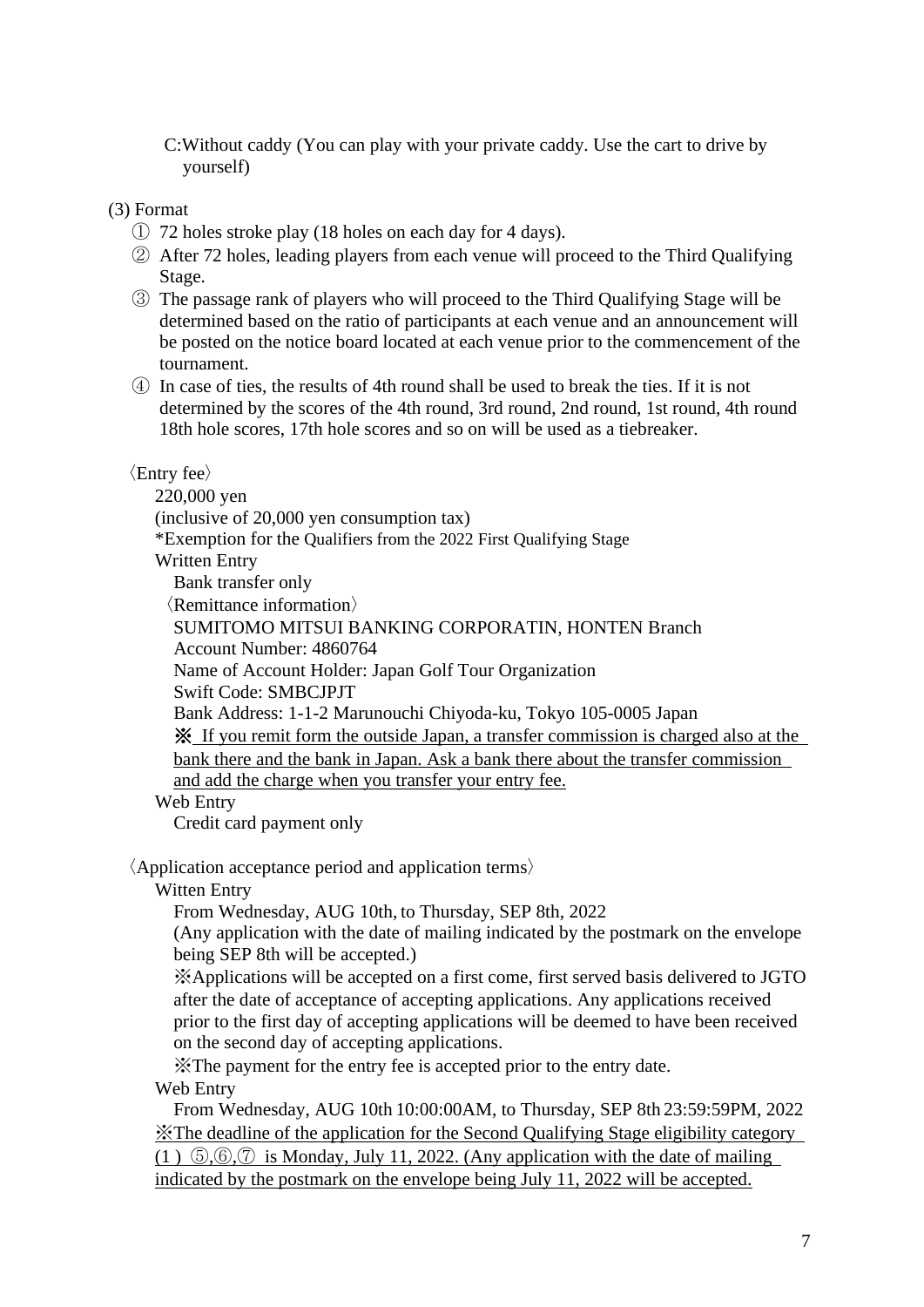C:Without caddy (You can play with your private caddy. Use the cart to drive by yourself)

(3) Format

① 72 holes stroke play (18 holes on each day for 4 days).

② After 72 holes, leading players from each venue will proceed to the Third Qualifying Stage.

③ The passage rank of players who will proceed to the Third Qualifying Stage will be determined based on the ratio of participants at each venue and an announcement will be posted on the notice board located at each venue prior to the commencement of the tournament.

④ In case of ties, the results of 4th round shall be used to break the ties. If it is not determined by the scores of the 4th round, 3rd round, 2nd round, 1st round, 4th round 18th hole scores, 17th hole scores and so on will be used as a tiebreaker.

〈Entry fee〉

220,000 yen

(inclusive of 20,000 yen consumption tax)

*Exemption for the Qualifiers from the 2022 First Qualifying Stage

Written Entry

Bank transfer only

〈Remittance information〉

SUMITOMO MITSUI BANKING CORPORATIN, HONTEN Branch

Account Number: 4860764

Name of Account Holder: Japan Golf Tour Organization

Swift Code: SMBCJPJT

Bank Address: 1-1-2 Marunouchi Chiyoda-ku, Tokyo 105-0005 Japan

※ <u>If you remit form the outside Japan, a transfer commission is charged also at the bank there and the bank in Japan. Ask a bank there about the transfer commission and add the charge when you transfer your entry fee.</u>

Web Entry

Credit card payment only

〈Application acceptance period and application terms〉

Witten Entry

From Wednesday, AUG 10th, to Thursday, SEP 8th, 2022

(Any application with the date of mailing indicated by the postmark on the envelope being SEP 8th will be accepted.)

※Applications will be accepted on a first come, first served basis delivered to JGTO after the date of acceptance of accepting applications. Any applications received prior to the first day of accepting applications will be deemed to have been received on the second day of accepting applications.

※The payment for the entry fee is accepted prior to the entry date.

Web Entry

From Wednesday, AUG 10th 10:00:00AM, to Thursday, SEP 8th 23:59:59PM, 2022

<u>※The deadline of the application for the Second Qualifying Stage eligibility category (1 ) ⑤,⑥,⑦ is Monday, July 11, 2022. (Any application with the date of mailing indicated by the postmark on the envelope being July 11, 2022 will be accepted.</u>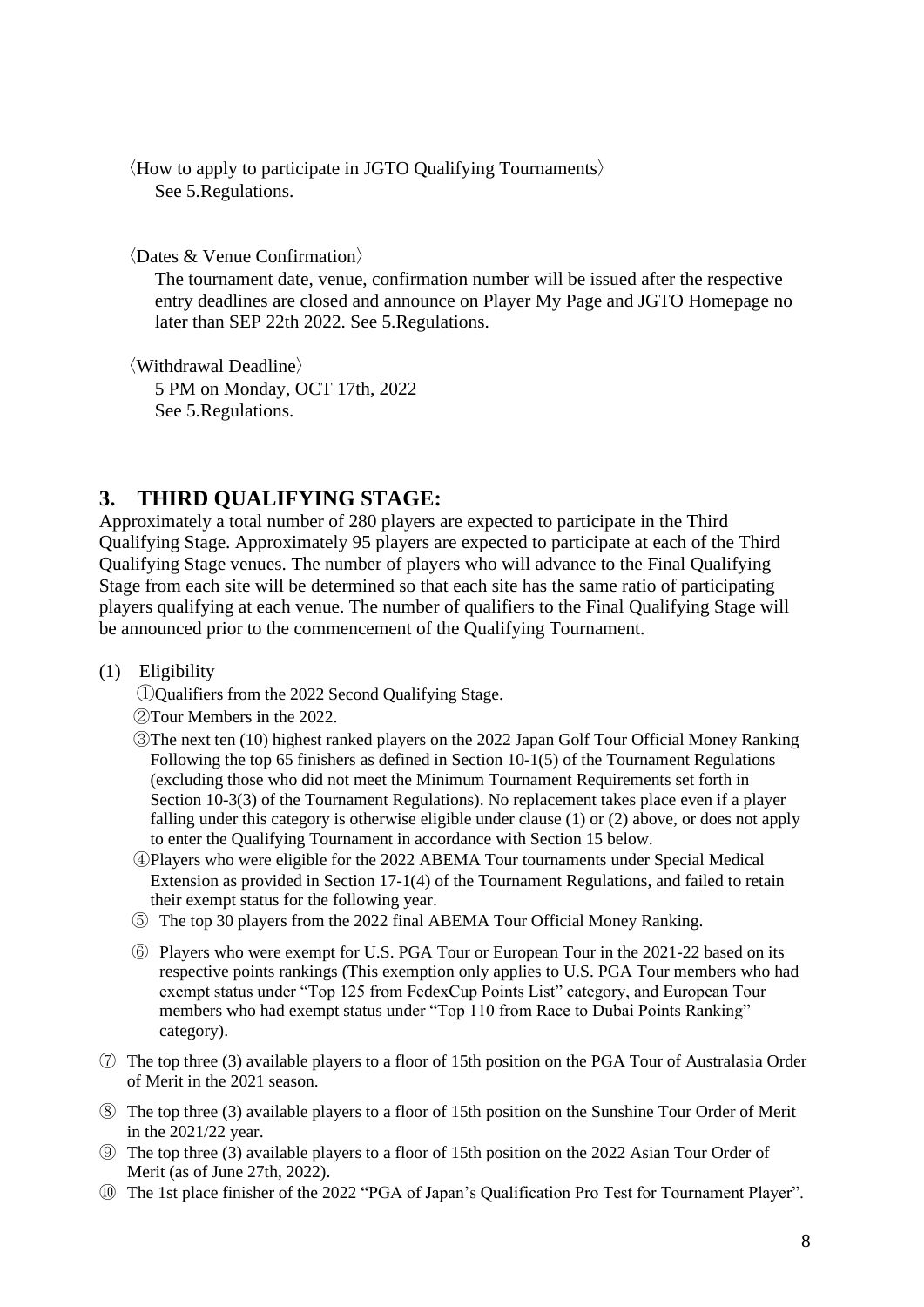〈How to apply to participate in JGTO Qualifying Tournaments〉
See 5.Regulations.

〈Dates & Venue Confirmation〉
The tournament date, venue, confirmation number will be issued after the respective entry deadlines are closed and announce on Player My Page and JGTO Homepage no later than SEP 22th 2022. See 5.Regulations.

〈Withdrawal Deadline〉
5 PM on Monday, OCT 17th, 2022
See 5.Regulations.

## 3. THIRD QUALIFYING STAGE:

Approximately a total number of 280 players are expected to participate in the Third Qualifying Stage. Approximately 95 players are expected to participate at each of the Third Qualifying Stage venues. The number of players who will advance to the Final Qualifying Stage from each site will be determined so that each site has the same ratio of participating players qualifying at each venue. The number of qualifiers to the Final Qualifying Stage will be announced prior to the commencement of the Qualifying Tournament.

(1) Eligibility

①Qualifiers from the 2022 Second Qualifying Stage.

②Tour Members in the 2022.

③The next ten (10) highest ranked players on the 2022 Japan Golf Tour Official Money Ranking Following the top 65 finishers as defined in Section 10-1(5) of the Tournament Regulations (excluding those who did not meet the Minimum Tournament Requirements set forth in Section 10-3(3) of the Tournament Regulations). No replacement takes place even if a player falling under this category is otherwise eligible under clause (1) or (2) above, or does not apply to enter the Qualifying Tournament in accordance with Section 15 below.

④Players who were eligible for the 2022 ABEMA Tour tournaments under Special Medical Extension as provided in Section 17-1(4) of the Tournament Regulations, and failed to retain their exempt status for the following year.

⑤ The top 30 players from the 2022 final ABEMA Tour Official Money Ranking.

⑥ Players who were exempt for U.S. PGA Tour or European Tour in the 2021-22 based on its respective points rankings (This exemption only applies to U.S. PGA Tour members who had exempt status under "Top 125 from FedexCup Points List" category, and European Tour members who had exempt status under "Top 110 from Race to Dubai Points Ranking" category).

⑦ The top three (3) available players to a floor of 15th position on the PGA Tour of Australasia Order of Merit in the 2021 season.

⑧ The top three (3) available players to a floor of 15th position on the Sunshine Tour Order of Merit in the 2021/22 year.

⑨ The top three (3) available players to a floor of 15th position on the 2022 Asian Tour Order of Merit (as of June 27th, 2022).

⑩ The 1st place finisher of the 2022 "PGA of Japan's Qualification Pro Test for Tournament Player".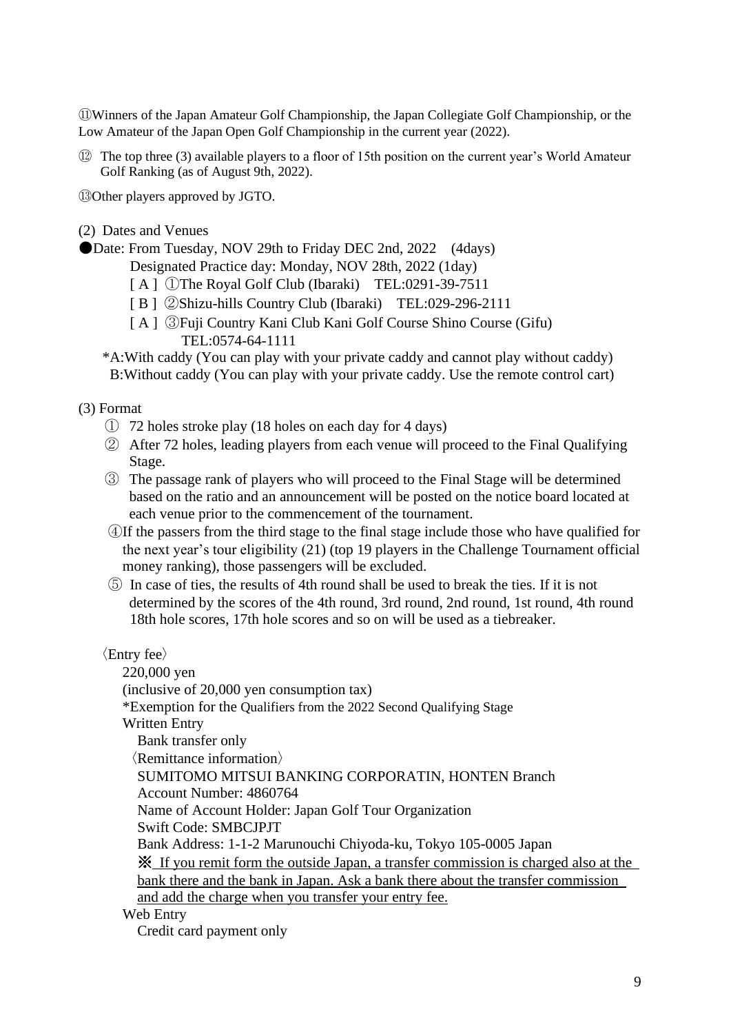⑪Winners of the Japan Amateur Golf Championship, the Japan Collegiate Golf Championship, or the Low Amateur of the Japan Open Golf Championship in the current year (2022).

⑫ The top three (3) available players to a floor of 15th position on the current year's World Amateur Golf Ranking (as of August 9th, 2022).

⑬Other players approved by JGTO.

(2) Dates and Venues

●Date: From Tuesday, NOV 29th to Friday DEC 2nd, 2022 (4days)

Designated Practice day: Monday, NOV 28th, 2022 (1day)

[ A ] ①The Royal Golf Club (Ibaraki) TEL:0291-39-7511

[ B ] ②Shizu-hills Country Club (Ibaraki) TEL:029-296-2111

[ A ] ③Fuji Country Kani Club Kani Golf Course Shino Course (Gifu) TEL:0574-64-1111

*A:With caddy (You can play with your private caddy and cannot play without caddy)
B:Without caddy (You can play with your private caddy. Use the remote control cart)

(3) Format

① 72 holes stroke play (18 holes on each day for 4 days)

② After 72 holes, leading players from each venue will proceed to the Final Qualifying Stage.

③ The passage rank of players who will proceed to the Final Stage will be determined based on the ratio and an announcement will be posted on the notice board located at each venue prior to the commencement of the tournament.

④If the passers from the third stage to the final stage include those who have qualified for the next year's tour eligibility (21) (top 19 players in the Challenge Tournament official money ranking), those passengers will be excluded.

⑤ In case of ties, the results of 4th round shall be used to break the ties. If it is not determined by the scores of the 4th round, 3rd round, 2nd round, 1st round, 4th round 18th hole scores, 17th hole scores and so on will be used as a tiebreaker.

〈Entry fee〉

220,000 yen

(inclusive of 20,000 yen consumption tax)

*Exemption for the Qualifiers from the 2022 Second Qualifying Stage

Written Entry

Bank transfer only

〈Remittance information〉

SUMITOMO MITSUI BANKING CORPORATIN, HONTEN Branch

Account Number: 4860764

Name of Account Holder: Japan Golf Tour Organization

Swift Code: SMBCJPJT

Bank Address: 1-1-2 Marunouchi Chiyoda-ku, Tokyo 105-0005 Japan

※ If you remit form the outside Japan, a transfer commission is charged also at the bank there and the bank in Japan. Ask a bank there about the transfer commission and add the charge when you transfer your entry fee.

Web Entry

Credit card payment only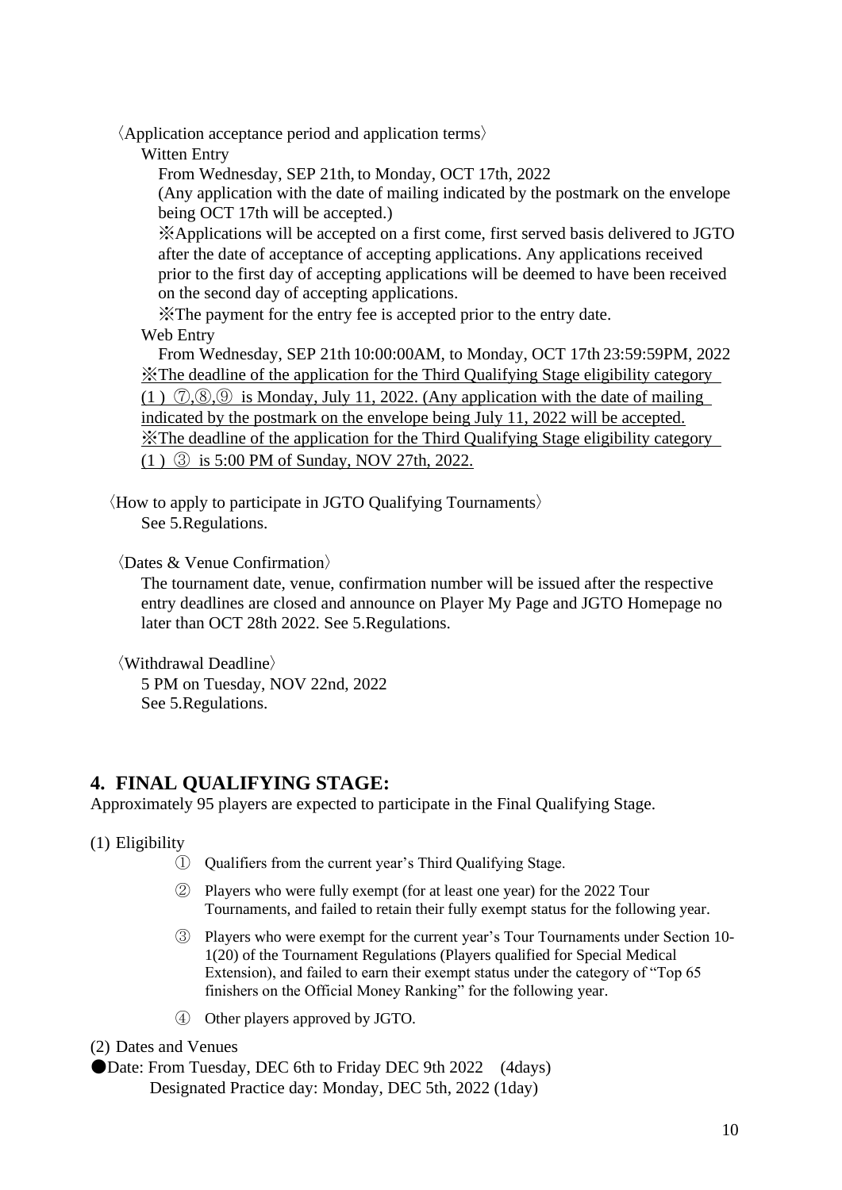〈Application acceptance period and application terms〉

Witten Entry

From Wednesday, SEP 21th, to Monday, OCT 17th, 2022

(Any application with the date of mailing indicated by the postmark on the envelope being OCT 17th will be accepted.)

※Applications will be accepted on a first come, first served basis delivered to JGTO after the date of acceptance of accepting applications. Any applications received prior to the first day of accepting applications will be deemed to have been received on the second day of accepting applications.

※The payment for the entry fee is accepted prior to the entry date.

Web Entry

From Wednesday, SEP 21th 10:00:00AM, to Monday, OCT 17th 23:59:59PM, 2022

<u>※The deadline of the application for the Third Qualifying Stage eligibility category (1 ) ⑦,⑧,⑨ is Monday, July 11, 2022. (Any application with the date of mailing indicated by the postmark on the envelope being July 11, 2022 will be accepted.</u>

<u>※The deadline of the application for the Third Qualifying Stage eligibility category (1 ) ③ is 5:00 PM of Sunday, NOV 27th, 2022.</u>

〈How to apply to participate in JGTO Qualifying Tournaments〉

See 5.Regulations.

〈Dates & Venue Confirmation〉

The tournament date, venue, confirmation number will be issued after the respective entry deadlines are closed and announce on Player My Page and JGTO Homepage no later than OCT 28th 2022. See 5.Regulations.

〈Withdrawal Deadline〉

5 PM on Tuesday, NOV 22nd, 2022

See 5.Regulations.

## 4. FINAL QUALIFYING STAGE:

Approximately 95 players are expected to participate in the Final Qualifying Stage.

(1) Eligibility

① Qualifiers from the current year's Third Qualifying Stage.

② Players who were fully exempt (for at least one year) for the 2022 Tour Tournaments, and failed to retain their fully exempt status for the following year.

③ Players who were exempt for the current year's Tour Tournaments under Section 10-1(20) of the Tournament Regulations (Players qualified for Special Medical Extension), and failed to earn their exempt status under the category of "Top 65 finishers on the Official Money Ranking" for the following year.

④ Other players approved by JGTO.

(2) Dates and Venues

●Date: From Tuesday, DEC 6th to Friday DEC 9th 2022 (4days)

Designated Practice day: Monday, DEC 5th, 2022 (1day)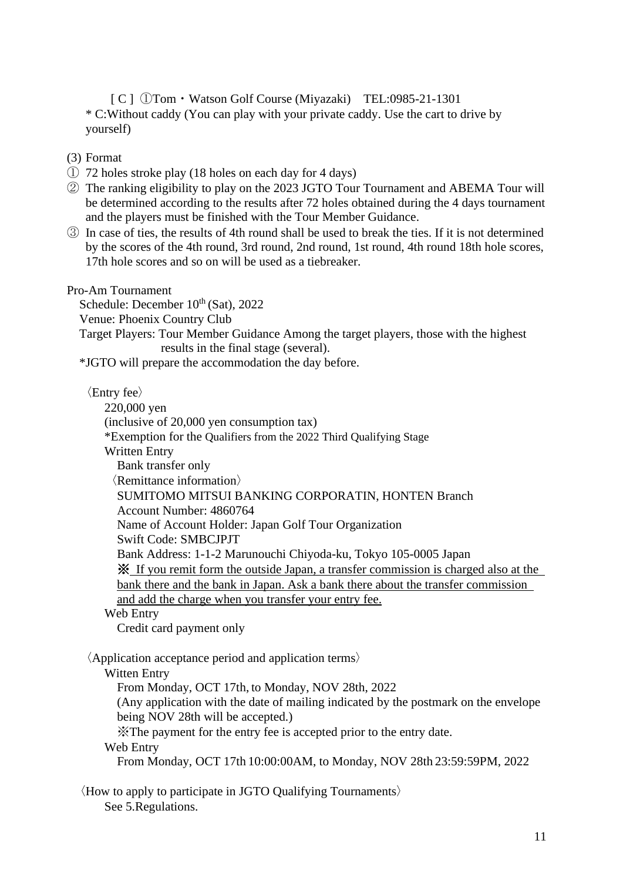[ C ] ①Tom・Watson Golf Course (Miyazaki)　TEL:0985-21-1301

* C:Without caddy (You can play with your private caddy. Use the cart to drive by yourself)

(3) Format

① 72 holes stroke play (18 holes on each day for 4 days)

② The ranking eligibility to play on the 2023 JGTO Tour Tournament and ABEMA Tour will be determined according to the results after 72 holes obtained during the 4 days tournament and the players must be finished with the Tour Member Guidance.

③ In case of ties, the results of 4th round shall be used to break the ties. If it is not determined by the scores of the 4th round, 3rd round, 2nd round, 1st round, 4th round 18th hole scores, 17th hole scores and so on will be used as a tiebreaker.

Pro-Am Tournament

Schedule: December 10th (Sat), 2022

Venue: Phoenix Country Club

Target Players: Tour Member Guidance Among the target players, those with the highest results in the final stage (several).

*JGTO will prepare the accommodation the day before.

〈Entry fee〉

220,000 yen

(inclusive of 20,000 yen consumption tax)

*Exemption for the Qualifiers from the 2022 Third Qualifying Stage

Written Entry

Bank transfer only

〈Remittance information〉

SUMITOMO MITSUI BANKING CORPORATIN, HONTEN Branch

Account Number: 4860764

Name of Account Holder: Japan Golf Tour Organization

Swift Code: SMBCJPJT

Bank Address: 1-1-2 Marunouchi Chiyoda-ku, Tokyo 105-0005 Japan

※ <u>If you remit form the outside Japan, a transfer commission is charged also at the bank there and the bank in Japan. Ask a bank there about the transfer commission and add the charge when you transfer your entry fee.</u>

Web Entry

Credit card payment only

〈Application acceptance period and application terms〉

Witten Entry

From Monday, OCT 17th, to Monday, NOV 28th, 2022

(Any application with the date of mailing indicated by the postmark on the envelope being NOV 28th will be accepted.)

※The payment for the entry fee is accepted prior to the entry date.

Web Entry

From Monday, OCT 17th 10:00:00AM, to Monday, NOV 28th 23:59:59PM, 2022

〈How to apply to participate in JGTO Qualifying Tournaments〉

See 5.Regulations.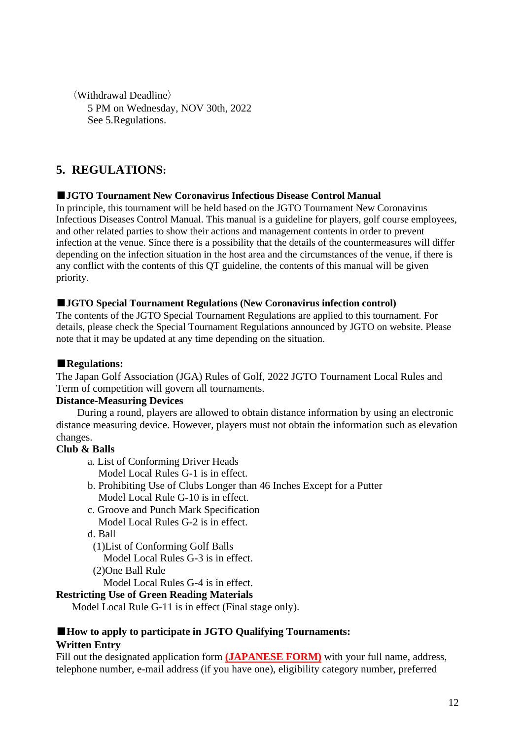〈Withdrawal Deadline〉

5 PM on Wednesday, NOV 30th, 2022

See 5.Regulations.

## 5. REGULATIONS:

**■JGTO Tournament New Coronavirus Infectious Disease Control Manual**

In principle, this tournament will be held based on the JGTO Tournament New Coronavirus Infectious Diseases Control Manual. This manual is a guideline for players, golf course employees, and other related parties to show their actions and management contents in order to prevent infection at the venue. Since there is a possibility that the details of the countermeasures will differ depending on the infection situation in the host area and the circumstances of the venue, if there is any conflict with the contents of this QT guideline, the contents of this manual will be given priority.

**■JGTO Special Tournament Regulations (New Coronavirus infection control)**

The contents of the JGTO Special Tournament Regulations are applied to this tournament. For details, please check the Special Tournament Regulations announced by JGTO on website. Please note that it may be updated at any time depending on the situation.

**■Regulations:**

The Japan Golf Association (JGA) Rules of Golf, 2022 JGTO Tournament Local Rules and Term of competition will govern all tournaments.

**Distance-Measuring Devices**

During a round, players are allowed to obtain distance information by using an electronic distance measuring device. However, players must not obtain the information such as elevation changes.

**Club & Balls**

a. List of Conforming Driver Heads
   Model Local Rules G-1 is in effect.

b. Prohibiting Use of Clubs Longer than 46 Inches Except for a Putter
   Model Local Rule G-10 is in effect.

c. Groove and Punch Mark Specification
   Model Local Rules G-2 is in effect.

d. Ball
   (1)List of Conforming Golf Balls
      Model Local Rules G-3 is in effect.
   (2)One Ball Rule
      Model Local Rules G-4 is in effect.

**Restricting Use of Green Reading Materials**

Model Local Rule G-11 is in effect (Final stage only).

**■How to apply to participate in JGTO Qualifying Tournaments:**

**Written Entry**

Fill out the designated application form **(JAPANESE FORM)** with your full name, address, telephone number, e-mail address (if you have one), eligibility category number, preferred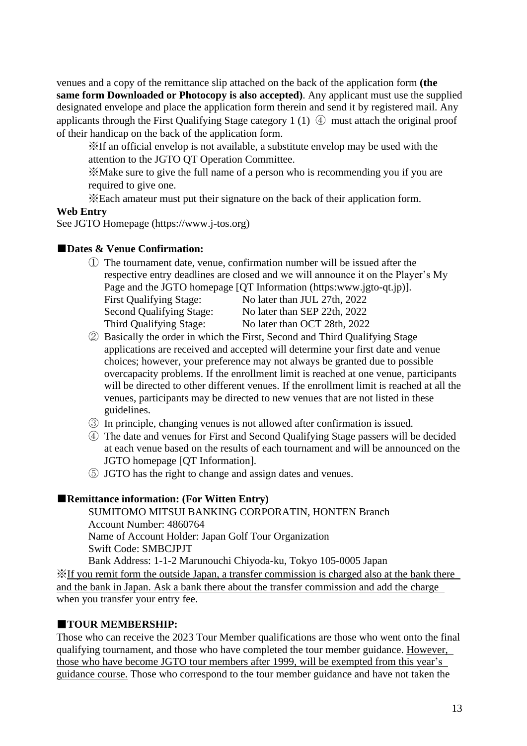venues and a copy of the remittance slip attached on the back of the application form **(the same form Downloaded or Photocopy is also accepted)**. Any applicant must use the supplied designated envelope and place the application form therein and send it by registered mail. Any applicants through the First Qualifying Stage category 1 (1) ④ must attach the original proof of their handicap on the back of the application form.

※If an official envelop is not available, a substitute envelop may be used with the attention to the JGTO QT Operation Committee.

※Make sure to give the full name of a person who is recommending you if you are required to give one.

※Each amateur must put their signature on the back of their application form.

**Web Entry**

See JGTO Homepage (https://www.j-tos.org)

## ■Dates & Venue Confirmation:

① The tournament date, venue, confirmation number will be issued after the respective entry deadlines are closed and we will announce it on the Player's My Page and the JGTO homepage [QT Information (https:www.jgto-qt.jp)].

| | |
|---|---|
| First Qualifying Stage: | No later than JUL 27th, 2022 |
| Second Qualifying Stage: | No later than SEP 22th, 2022 |
| Third Qualifying Stage: | No later than OCT 28th, 2022 |

② Basically the order in which the First, Second and Third Qualifying Stage applications are received and accepted will determine your first date and venue choices; however, your preference may not always be granted due to possible overcapacity problems. If the enrollment limit is reached at one venue, participants will be directed to other different venues. If the enrollment limit is reached at all the venues, participants may be directed to new venues that are not listed in these guidelines.

③ In principle, changing venues is not allowed after confirmation is issued.

④ The date and venues for First and Second Qualifying Stage passers will be decided at each venue based on the results of each tournament and will be announced on the JGTO homepage [QT Information].

⑤ JGTO has the right to change and assign dates and venues.

## ■Remittance information: (For Witten Entry)

SUMITOMO MITSUI BANKING CORPORATIN, HONTEN Branch
Account Number: 4860764
Name of Account Holder: Japan Golf Tour Organization
Swift Code: SMBCJPJT
Bank Address: 1-1-2 Marunouchi Chiyoda-ku, Tokyo 105-0005 Japan

※If you remit form the outside Japan, a transfer commission is charged also at the bank there and the bank in Japan. Ask a bank there about the transfer commission and add the charge when you transfer your entry fee.

## ■TOUR MEMBERSHIP:

Those who can receive the 2023 Tour Member qualifications are those who went onto the final qualifying tournament, and those who have completed the tour member guidance. However, those who have become JGTO tour members after 1999, will be exempted from this year's guidance course. Those who correspond to the tour member guidance and have not taken the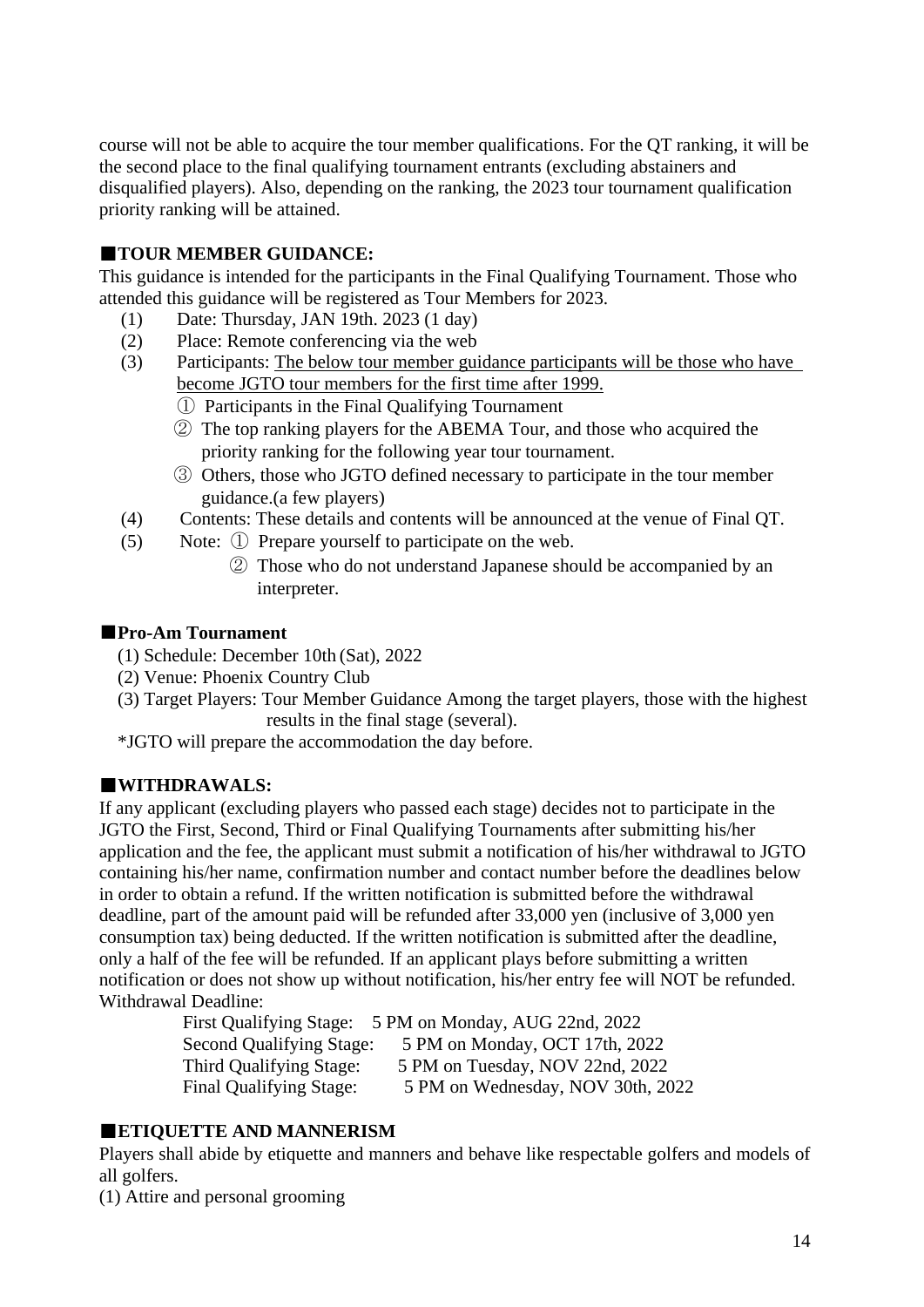course will not be able to acquire the tour member qualifications. For the QT ranking, it will be the second place to the final qualifying tournament entrants (excluding abstainers and disqualified players). Also, depending on the ranking, the 2023 tour tournament qualification priority ranking will be attained.

### ■TOUR MEMBER GUIDANCE:

This guidance is intended for the participants in the Final Qualifying Tournament. Those who attended this guidance will be registered as Tour Members for 2023.

(1) Date: Thursday, JAN 19th. 2023 (1 day)
(2) Place: Remote conferencing via the web
(3) Participants: The below tour member guidance participants will be those who have become JGTO tour members for the first time after 1999.
  ① Participants in the Final Qualifying Tournament
  ② The top ranking players for the ABEMA Tour, and those who acquired the priority ranking for the following year tour tournament.
  ③ Others, those who JGTO defined necessary to participate in the tour member guidance.(a few players)
(4) Contents: These details and contents will be announced at the venue of Final QT.
(5) Note: ① Prepare yourself to participate on the web.
  ② Those who do not understand Japanese should be accompanied by an interpreter.

### ■Pro-Am Tournament

(1) Schedule: December 10th (Sat), 2022
(2) Venue: Phoenix Country Club
(3) Target Players: Tour Member Guidance Among the target players, those with the highest results in the final stage (several).

*JGTO will prepare the accommodation the day before.

### ■WITHDRAWALS:

If any applicant (excluding players who passed each stage) decides not to participate in the JGTO the First, Second, Third or Final Qualifying Tournaments after submitting his/her application and the fee, the applicant must submit a notification of his/her withdrawal to JGTO containing his/her name, confirmation number and contact number before the deadlines below in order to obtain a refund. If the written notification is submitted before the withdrawal deadline, part of the amount paid will be refunded after 33,000 yen (inclusive of 3,000 yen consumption tax) being deducted. If the written notification is submitted after the deadline, only a half of the fee will be refunded. If an applicant plays before submitting a written notification or does not show up without notification, his/her entry fee will NOT be refunded.

Withdrawal Deadline:

First Qualifying Stage: 5 PM on Monday, AUG 22nd, 2022
Second Qualifying Stage: 5 PM on Monday, OCT 17th, 2022
Third Qualifying Stage: 5 PM on Tuesday, NOV 22nd, 2022
Final Qualifying Stage: 5 PM on Wednesday, NOV 30th, 2022

### ■ETIQUETTE AND MANNERISM

Players shall abide by etiquette and manners and behave like respectable golfers and models of all golfers.

(1) Attire and personal grooming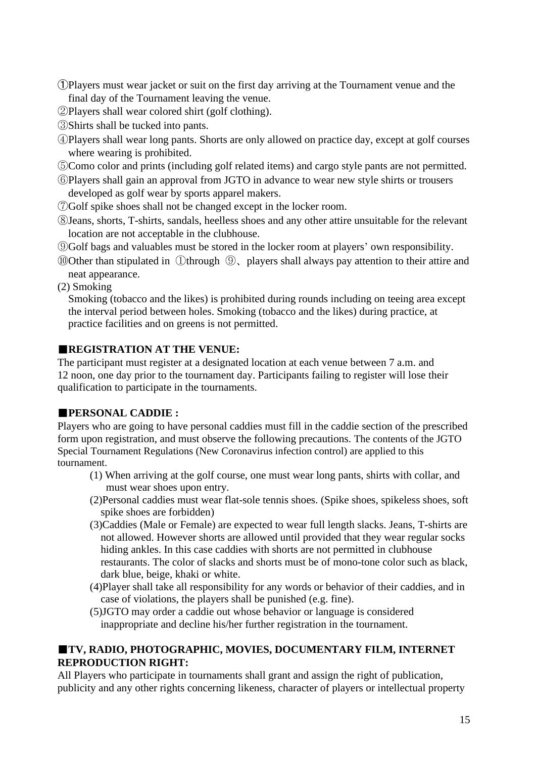①Players must wear jacket or suit on the first day arriving at the Tournament venue and the final day of the Tournament leaving the venue.
②Players shall wear colored shirt (golf clothing).
③Shirts shall be tucked into pants.
④Players shall wear long pants. Shorts are only allowed on practice day, except at golf courses where wearing is prohibited.
⑤Como color and prints (including golf related items) and cargo style pants are not permitted.
⑥Players shall gain an approval from JGTO in advance to wear new style shirts or trousers developed as golf wear by sports apparel makers.
⑦Golf spike shoes shall not be changed except in the locker room.
⑧Jeans, shorts, T-shirts, sandals, heelless shoes and any other attire unsuitable for the relevant location are not acceptable in the clubhouse.
⑨Golf bags and valuables must be stored in the locker room at players' own responsibility.
⑩Other than stipulated in ①through ⑨、players shall always pay attention to their attire and neat appearance.

(2) Smoking

Smoking (tobacco and the likes) is prohibited during rounds including on teeing area except the interval period between holes. Smoking (tobacco and the likes) during practice, at practice facilities and on greens is not permitted.

**■REGISTRATION AT THE VENUE:**

The participant must register at a designated location at each venue between 7 a.m. and 12 noon, one day prior to the tournament day. Participants failing to register will lose their qualification to participate in the tournaments.

**■PERSONAL CADDIE :**

Players who are going to have personal caddies must fill in the caddie section of the prescribed form upon registration, and must observe the following precautions. The contents of the JGTO Special Tournament Regulations (New Coronavirus infection control) are applied to this tournament.

(1) When arriving at the golf course, one must wear long pants, shirts with collar, and must wear shoes upon entry.
(2)Personal caddies must wear flat-sole tennis shoes. (Spike shoes, spikeless shoes, soft spike shoes are forbidden)
(3)Caddies (Male or Female) are expected to wear full length slacks. Jeans, T-shirts are not allowed. However shorts are allowed until provided that they wear regular socks hiding ankles. In this case caddies with shorts are not permitted in clubhouse restaurants. The color of slacks and shorts must be of mono-tone color such as black, dark blue, beige, khaki or white.
(4)Player shall take all responsibility for any words or behavior of their caddies, and in case of violations, the players shall be punished (e.g. fine).
(5)JGTO may order a caddie out whose behavior or language is considered inappropriate and decline his/her further registration in the tournament.

**■TV, RADIO, PHOTOGRAPHIC, MOVIES, DOCUMENTARY FILM, INTERNET REPRODUCTION RIGHT:**

All Players who participate in tournaments shall grant and assign the right of publication, publicity and any other rights concerning likeness, character of players or intellectual property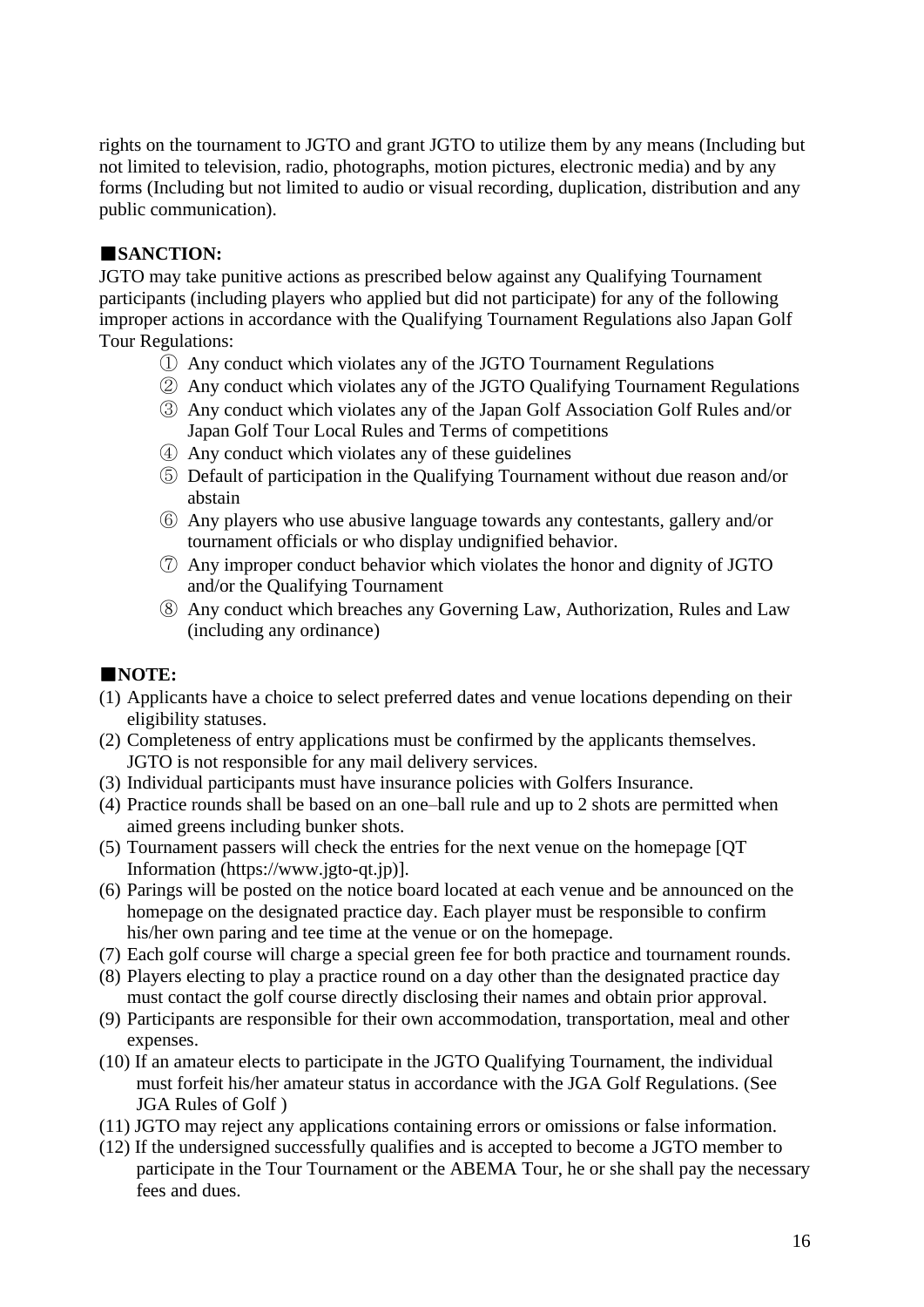rights on the tournament to JGTO and grant JGTO to utilize them by any means (Including but not limited to television, radio, photographs, motion pictures, electronic media) and by any forms (Including but not limited to audio or visual recording, duplication, distribution and any public communication).

**■SANCTION:**

JGTO may take punitive actions as prescribed below against any Qualifying Tournament participants (including players who applied but did not participate) for any of the following improper actions in accordance with the Qualifying Tournament Regulations also Japan Golf Tour Regulations:

① Any conduct which violates any of the JGTO Tournament Regulations
② Any conduct which violates any of the JGTO Qualifying Tournament Regulations
③ Any conduct which violates any of the Japan Golf Association Golf Rules and/or Japan Golf Tour Local Rules and Terms of competitions
④ Any conduct which violates any of these guidelines
⑤ Default of participation in the Qualifying Tournament without due reason and/or abstain
⑥ Any players who use abusive language towards any contestants, gallery and/or tournament officials or who display undignified behavior.
⑦ Any improper conduct behavior which violates the honor and dignity of JGTO and/or the Qualifying Tournament
⑧ Any conduct which breaches any Governing Law, Authorization, Rules and Law (including any ordinance)

**■NOTE:**

(1) Applicants have a choice to select preferred dates and venue locations depending on their eligibility statuses.
(2) Completeness of entry applications must be confirmed by the applicants themselves. JGTO is not responsible for any mail delivery services.
(3) Individual participants must have insurance policies with Golfers Insurance.
(4) Practice rounds shall be based on an one–ball rule and up to 2 shots are permitted when aimed greens including bunker shots.
(5) Tournament passers will check the entries for the next venue on the homepage [QT Information (https://www.jgto-qt.jp)].
(6) Parings will be posted on the notice board located at each venue and be announced on the homepage on the designated practice day. Each player must be responsible to confirm his/her own paring and tee time at the venue or on the homepage.
(7) Each golf course will charge a special green fee for both practice and tournament rounds.
(8) Players electing to play a practice round on a day other than the designated practice day must contact the golf course directly disclosing their names and obtain prior approval.
(9) Participants are responsible for their own accommodation, transportation, meal and other expenses.
(10) If an amateur elects to participate in the JGTO Qualifying Tournament, the individual must forfeit his/her amateur status in accordance with the JGA Golf Regulations. (See JGA Rules of Golf )
(11) JGTO may reject any applications containing errors or omissions or false information.
(12) If the undersigned successfully qualifies and is accepted to become a JGTO member to participate in the Tour Tournament or the ABEMA Tour, he or she shall pay the necessary fees and dues.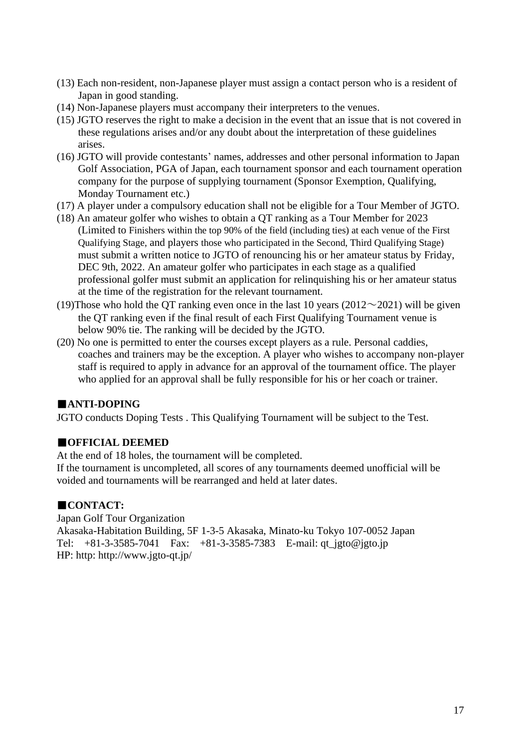(13) Each non-resident, non-Japanese player must assign a contact person who is a resident of Japan in good standing.
(14) Non-Japanese players must accompany their interpreters to the venues.
(15) JGTO reserves the right to make a decision in the event that an issue that is not covered in these regulations arises and/or any doubt about the interpretation of these guidelines arises.
(16) JGTO will provide contestants' names, addresses and other personal information to Japan Golf Association, PGA of Japan, each tournament sponsor and each tournament operation company for the purpose of supplying tournament (Sponsor Exemption, Qualifying, Monday Tournament etc.)
(17) A player under a compulsory education shall not be eligible for a Tour Member of JGTO.
(18) An amateur golfer who wishes to obtain a QT ranking as a Tour Member for 2023 (Limited to Finishers within the top 90% of the field (including ties) at each venue of the First Qualifying Stage, and players those who participated in the Second, Third Qualifying Stage) must submit a written notice to JGTO of renouncing his or her amateur status by Friday, DEC 9th, 2022. An amateur golfer who participates in each stage as a qualified professional golfer must submit an application for relinquishing his or her amateur status at the time of the registration for the relevant tournament.
(19)Those who hold the QT ranking even once in the last 10 years (2012～2021) will be given the QT ranking even if the final result of each First Qualifying Tournament venue is below 90% tie. The ranking will be decided by the JGTO.
(20) No one is permitted to enter the courses except players as a rule. Personal caddies, coaches and trainers may be the exception. A player who wishes to accompany non-player staff is required to apply in advance for an approval of the tournament office. The player who applied for an approval shall be fully responsible for his or her coach or trainer.

**■ANTI-DOPING**

JGTO conducts Doping Tests . This Qualifying Tournament will be subject to the Test.

**■OFFICIAL DEEMED**

At the end of 18 holes, the tournament will be completed.
If the tournament is uncompleted, all scores of any tournaments deemed unofficial will be voided and tournaments will be rearranged and held at later dates.

**■CONTACT:**

Japan Golf Tour Organization
Akasaka-Habitation Building, 5F 1-3-5 Akasaka, Minato-ku Tokyo 107-0052 Japan
Tel: +81-3-3585-7041 Fax: +81-3-3585-7383 E-mail: qt_jgto@jgto.jp
HP: http: http://www.jgto-qt.jp/